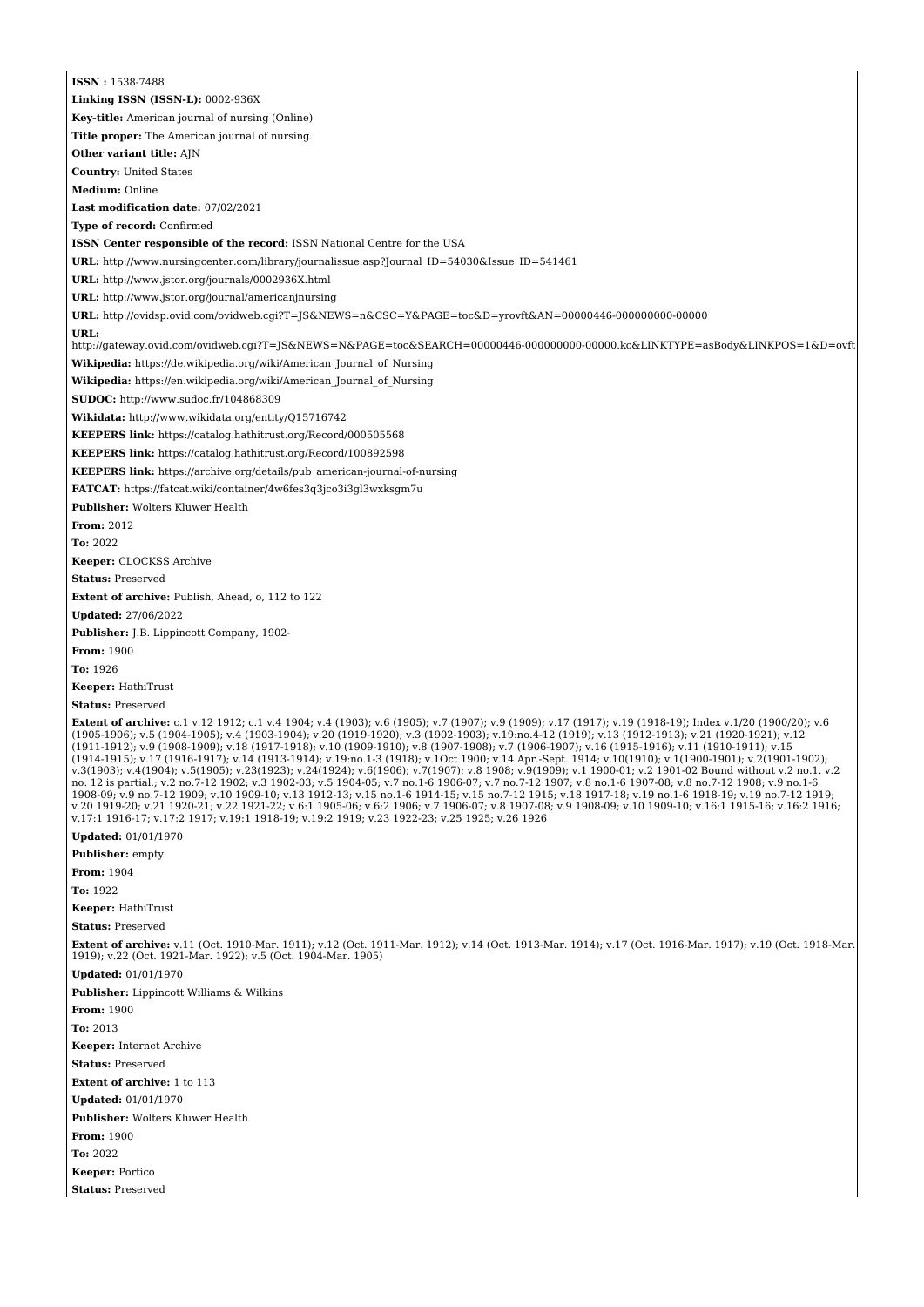**ISSN :** 1538-7488

**Linking ISSN (ISSN-L):** 0002-936X

**Key-title:** American journal of nursing (Online)

**Title proper:** The American journal of nursing.

**Other variant title:** AJN

**Country:** United States

**Medium:** Online

**Last modification date:** 07/02/2021

**Type of record:** Confirmed

**ISSN Center responsible of the record:** ISSN National Centre for the USA

**URL:** http://www.nursingcenter.com/library/journalissue.asp?Journal_ID=54030&Issue_ID=541461

**URL:** http://www.jstor.org/journals/0002936X.html

**URL:** http://www.jstor.org/journal/americannursing

**URL:** http://ovidsp.ovid.com/ovidweb.cgi?T=JS&NEWS=n&CSC=Y&PAGE=toc&D=yrovft&AN=00000446-000000000-00000

**URL:** http://gateway.ovid.com/ovidweb.cgi?T=JS&NEWS=N&PAGE=toc&SEARCH=00000446-000000000-00000.kc&LINKTYPE=asBody&LINKPOS=1&D=ovft

**Wikipedia:** https://de.wikipedia.org/wiki/American_Journal_of_Nursing

**Wikipedia:** https://en.wikipedia.org/wiki/American_Journal_of_Nursing

**SUDOC:** http://www.sudoc.fr/104868309

**Wikidata:** http://www.wikidata.org/entity/Q15716742

**KEEPERS link:** https://catalog.hathitrust.org/Record/000505568

**KEEPERS link:** https://catalog.hathitrust.org/Record/100892598

**KEEPERS link:** https://archive.org/details/pub_american-journal-of-nursing

**FATCAT:** https://fatcat.wiki/container/4w6fes3q3jco3i3gl3wxksgm7u

**Publisher:** Wolters Kluwer Health

**From:** 2012

**To:** 2022

**Keeper:** CLOCKSS Archive

**Status:** Preserved

**Extent of archive:** Publish, Ahead, o, 112 to 122

**Updated:** 27/06/2022

**Publisher:** J.B. Lippincott Company, 1902-

**From:** 1900

**To:** 1926

**Keeper:** HathiTrust

**Status:** Preserved

**Extent of archive:** c.1 v.12 1912; c.1 v.4 1904; v.4 (1903); v.6 (1905); v.7 (1907); v.9 (1909); v.17 (1917); v.19 (1918-19); Index v.1/20 (1900/20); v.6 (1905-1906); v.5 (1904-1905); v.4 (1903-1904); v.20 (1919-1920); v.3 (1902-1903); v.19:no.4-12 (1919); v.13 (1912-1913); v.21 (1920-1921); v.12 (1911-1912); v.9 (1908-1909); v.18 (1917-1918); v.10 (1909-1910); v.8 (1907-1908); v.7 (1906-1907); v.16 (1915-1916); v.11 (1910-1911); v.15 (1914-1915); v.17 (1916-1917); v.14 (1913-1914); v.19:no.1-3 (1918); v.1Oct 1900; v.14 Apr.-Sept. 1914; v.10(1910); v.1(1900-1901); v.2(1901-1902); v.3(1903); v.4(1904); v.5(1905); v.23(1923); v.24(1924); v.6(1906); v.7(1907); v.8 1908; v.9(1909); v.1 1900-01; v.2 1901-02 Bound without v.2 no.1. v.2 no. 12 is partial.; v.2 no.7-12 1902; v.3 1902-03; v.5 1904-05; v.7 no.1-6 1906-07; v.7 no.7-12 1907; v.8 no.1-6 1907-08; v.8 no.7-12 1908; v.9 no.1-6 1908-09; v.9 no.7-12 1909; v.10 1909-10; v.13 1912-13; v.15 no.1-6 1914-15; v.15 no.7-12 1915; v.18 1917-18; v.19 no.1-6 1918-19; v.19 no.7-12 1919; v.20 1919-20; v.21 1920-21; v.22 1921-22; v.6:1 1905-06; v.6:2 1906; v.7 1906-07; v.8 1907-08; v.9 1908-09; v.10 1909-10; v.16:1 1915-16; v.16:2 1916; v.17:1 1916-17; v.17:2 1917; v.19:1 1918-19; v.19:2 1919; v.23 1922-23; v.25 1925; v.26 1926

**Updated:** 01/01/1970

**Publisher:** empty

**From:** 1904

**To:** 1922

**Keeper:** HathiTrust

**Status:** Preserved

**Extent of archive:** v.11 (Oct. 1910-Mar. 1911); v.12 (Oct. 1911-Mar. 1912); v.14 (Oct. 1913-Mar. 1914); v.17 (Oct. 1916-Mar. 1917); v.19 (Oct. 1918-Mar. 1919); v.22 (Oct. 1921-Mar. 1922); v.5 (Oct. 1904-Mar. 1905)

**Updated:** 01/01/1970

**Publisher:** Lippincott Williams & Wilkins

**From:** 1900

**To:** 2013

**Keeper:** Internet Archive

**Status:** Preserved

**Extent of archive:** 1 to 113

**Updated:** 01/01/1970

**Publisher:** Wolters Kluwer Health

**From:** 1900

**To:** 2022

**Keeper:** Portico

**Status:** Preserved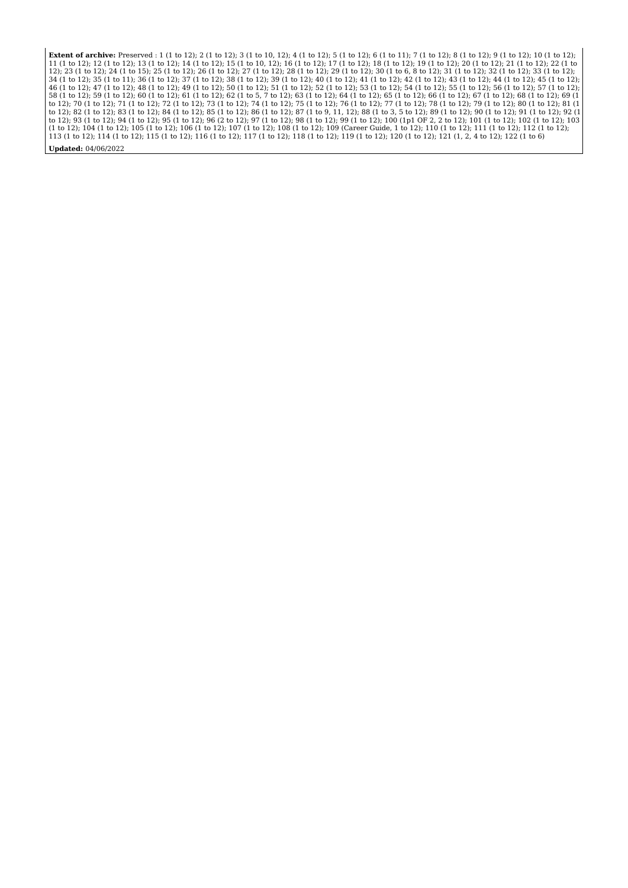**Extent of archive:** Preserved : 1 (1 to 12); 2 (1 to 12); 3 (1 to 10, 12); 4 (1 to 12); 5 (1 to 12); 6 (1 to 11); 7 (1 to 12); 8 (1 to 12); 9 (1 to 12); 10 (1 to 12); 11 (1 to 12); 12 (1 to 12); 13 (1 to 12); 14 (1 to 12); 15 (1 to 10, 12); 16 (1 to 12); 17 (1 to 12); 18 (1 to 12); 19 (1 to 12); 20 (1 to 12); 21 (1 to 12); 22 (1 to 12); 23 (1 to 12); 24 (1 to 15); 25 (1 to 12); 26 (1 to 12); 27 (1 to 12); 28 (1 to 12); 29 (1 to 12); 30 (1 to 6, 8 to 12); 31 (1 to 12); 32 (1 to 12); 33 (1 to 12); 34 (1 to 12); 35 (1 to 11); 36 (1 to 12); 37 (1 to 12); 38 (1 to 12); 39 (1 to 12); 40 (1 to 12); 41 (1 to 12); 42 (1 to 12); 43 (1 to 12); 44 (1 to 12); 45 (1 to 12); 46 (1 to 12); 47 (1 to 12); 48 (1 to 12); 49 (1 to 12); 50 (1 to 12); 51 (1 to 12); 52 (1 to 12); 53 (1 to 12); 54 (1 to 12); 55 (1 to 12); 56 (1 to 12); 57 (1 to 12); 58 (1 to 12); 59 (1 to 12); 60 (1 to 12); 61 (1 to 12); 62 (1 to 5, 7 to 12); 63 (1 to 12); 64 (1 to 12); 65 (1 to 12); 66 (1 to 12); 67 (1 to 12); 68 (1 to 12); 69 (1 to 12); 70 (1 to 12); 71 (1 to 12); 72 (1 to 12); 73 (1 to 12); 74 (1 to 12); 75 (1 to 12); 76 (1 to 12); 77 (1 to 12); 78 (1 to 12); 79 (1 to 12); 80 (1 to 12); 81 (1 to 12); 82 (1 to 12); 83 (1 to 12); 84 (1 to 12); 85 (1 to 12); 86 (1 to 12); 87 (1 to 9, 11, 12); 88 (1 to 3, 5 to 12); 89 (1 to 12); 90 (1 to 12); 91 (1 to 12); 92 (1 to 12); 93 (1 to 12); 94 (1 to 12); 95 (1 to 12); 96 (2 to 12); 97 (1 to 12); 98 (1 to 12); 99 (1 to 12); 100 (1p1 OF 2, 2 to 12); 101 (1 to 12); 102 (1 to 12); 103 (1 to 12); 104 (1 to 12); 105 (1 to 12); 106 (1 to 12); 107 (1 to 12); 108 (1 to 12); 109 (Career Guide, 1 to 12); 110 (1 to 12); 111 (1 to 12); 112 (1 to 12); 113 (1 to 12); 114 (1 to 12); 115 (1 to 12); 116 (1 to 12); 117 (1 to 12); 118 (1 to 12); 119 (1 to 12); 120 (1 to 12); 121 (1, 2, 4 to 12); 122 (1 to 6)

**Updated:** 04/06/2022